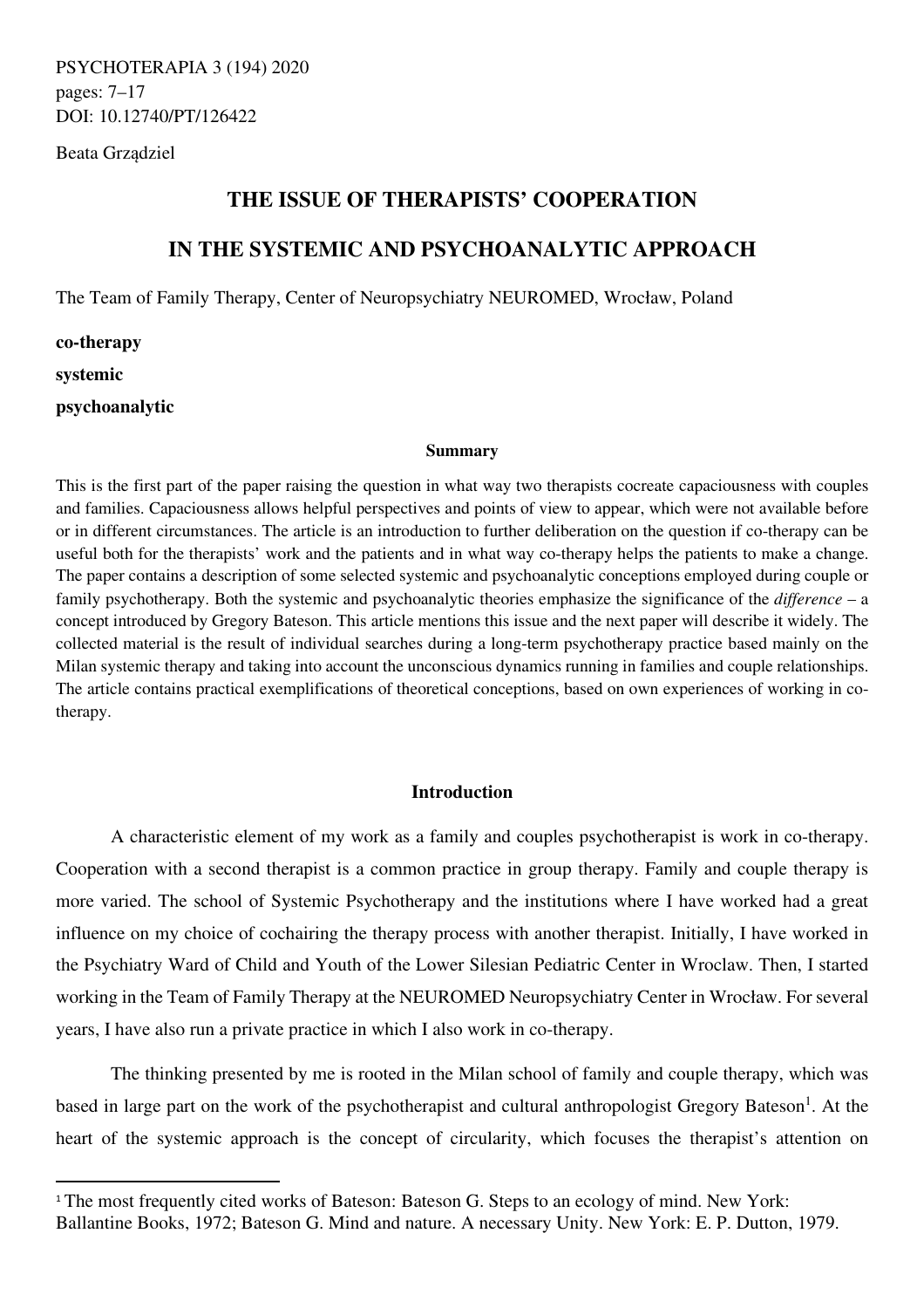PSYCHOTERAPIA 3 (194) 2020
pages: 7–17
DOI: 10.12740/PT/126422

Beata Grządziel

# THE ISSUE OF THERAPISTS' COOPERATION IN THE SYSTEMIC AND PSYCHOANALYTIC APPROACH

The Team of Family Therapy, Center of Neuropsychiatry NEUROMED, Wrocław, Poland

**co-therapy**

**systemic**

**psychoanalytic**

### Summary

This is the first part of the paper raising the question in what way two therapists cocreate capaciousness with couples and families. Capaciousness allows helpful perspectives and points of view to appear, which were not available before or in different circumstances. The article is an introduction to further deliberation on the question if co-therapy can be useful both for the therapists' work and the patients and in what way co-therapy helps the patients to make a change. The paper contains a description of some selected systemic and psychoanalytic conceptions employed during couple or family psychotherapy. Both the systemic and psychoanalytic theories emphasize the significance of the *difference* – a concept introduced by Gregory Bateson. This article mentions this issue and the next paper will describe it widely. The collected material is the result of individual searches during a long-term psychotherapy practice based mainly on the Milan systemic therapy and taking into account the unconscious dynamics running in families and couple relationships. The article contains practical exemplifications of theoretical conceptions, based on own experiences of working in co-therapy.

## Introduction

A characteristic element of my work as a family and couples psychotherapist is work in co-therapy. Cooperation with a second therapist is a common practice in group therapy. Family and couple therapy is more varied. The school of Systemic Psychotherapy and the institutions where I have worked had a great influence on my choice of cochairing the therapy process with another therapist. Initially, I have worked in the Psychiatry Ward of Child and Youth of the Lower Silesian Pediatric Center in Wroclaw. Then, I started working in the Team of Family Therapy at the NEUROMED Neuropsychiatry Center in Wrocław. For several years, I have also run a private practice in which I also work in co-therapy.

The thinking presented by me is rooted in the Milan school of family and couple therapy, which was based in large part on the work of the psychotherapist and cultural anthropologist Gregory Bateson[1]. At the heart of the systemic approach is the concept of circularity, which focuses the therapist's attention on

[1] The most frequently cited works of Bateson: Bateson G. Steps to an ecology of mind. New York: Ballantine Books, 1972; Bateson G. Mind and nature. A necessary Unity. New York: E. P. Dutton, 1979.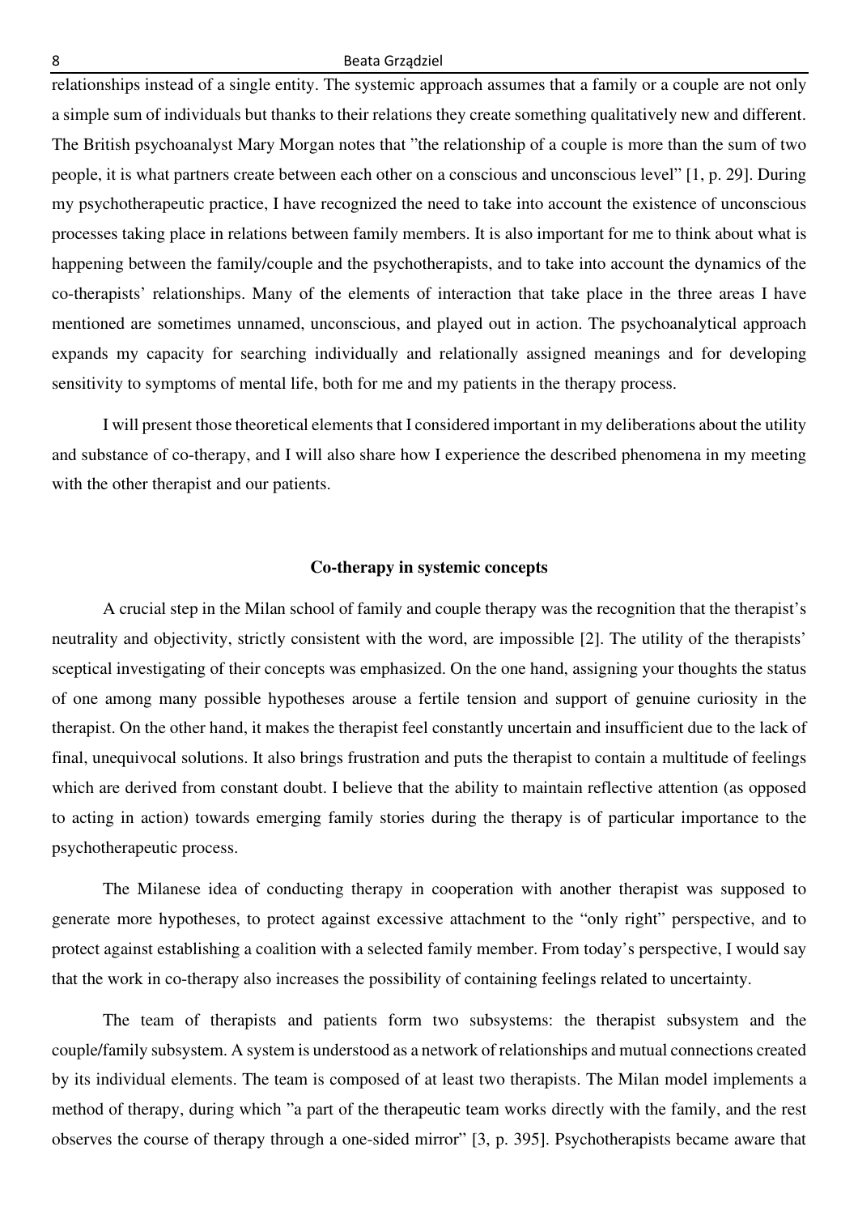relationships instead of a single entity. The systemic approach assumes that a family or a couple are not only a simple sum of individuals but thanks to their relations they create something qualitatively new and different. The British psychoanalyst Mary Morgan notes that "the relationship of a couple is more than the sum of two people, it is what partners create between each other on a conscious and unconscious level" [1, p. 29]. During my psychotherapeutic practice, I have recognized the need to take into account the existence of unconscious processes taking place in relations between family members. It is also important for me to think about what is happening between the family/couple and the psychotherapists, and to take into account the dynamics of the co-therapists' relationships. Many of the elements of interaction that take place in the three areas I have mentioned are sometimes unnamed, unconscious, and played out in action. The psychoanalytical approach expands my capacity for searching individually and relationally assigned meanings and for developing sensitivity to symptoms of mental life, both for me and my patients in the therapy process.

I will present those theoretical elements that I considered important in my deliberations about the utility and substance of co-therapy, and I will also share how I experience the described phenomena in my meeting with the other therapist and our patients.

## Co-therapy in systemic concepts

A crucial step in the Milan school of family and couple therapy was the recognition that the therapist's neutrality and objectivity, strictly consistent with the word, are impossible [2]. The utility of the therapists' sceptical investigating of their concepts was emphasized. On the one hand, assigning your thoughts the status of one among many possible hypotheses arouse a fertile tension and support of genuine curiosity in the therapist. On the other hand, it makes the therapist feel constantly uncertain and insufficient due to the lack of final, unequivocal solutions. It also brings frustration and puts the therapist to contain a multitude of feelings which are derived from constant doubt. I believe that the ability to maintain reflective attention (as opposed to acting in action) towards emerging family stories during the therapy is of particular importance to the psychotherapeutic process.

The Milanese idea of conducting therapy in cooperation with another therapist was supposed to generate more hypotheses, to protect against excessive attachment to the "only right" perspective, and to protect against establishing a coalition with a selected family member. From today's perspective, I would say that the work in co-therapy also increases the possibility of containing feelings related to uncertainty.

The team of therapists and patients form two subsystems: the therapist subsystem and the couple/family subsystem. A system is understood as a network of relationships and mutual connections created by its individual elements. The team is composed of at least two therapists. The Milan model implements a method of therapy, during which "a part of the therapeutic team works directly with the family, and the rest observes the course of therapy through a one-sided mirror" [3, p. 395]. Psychotherapists became aware that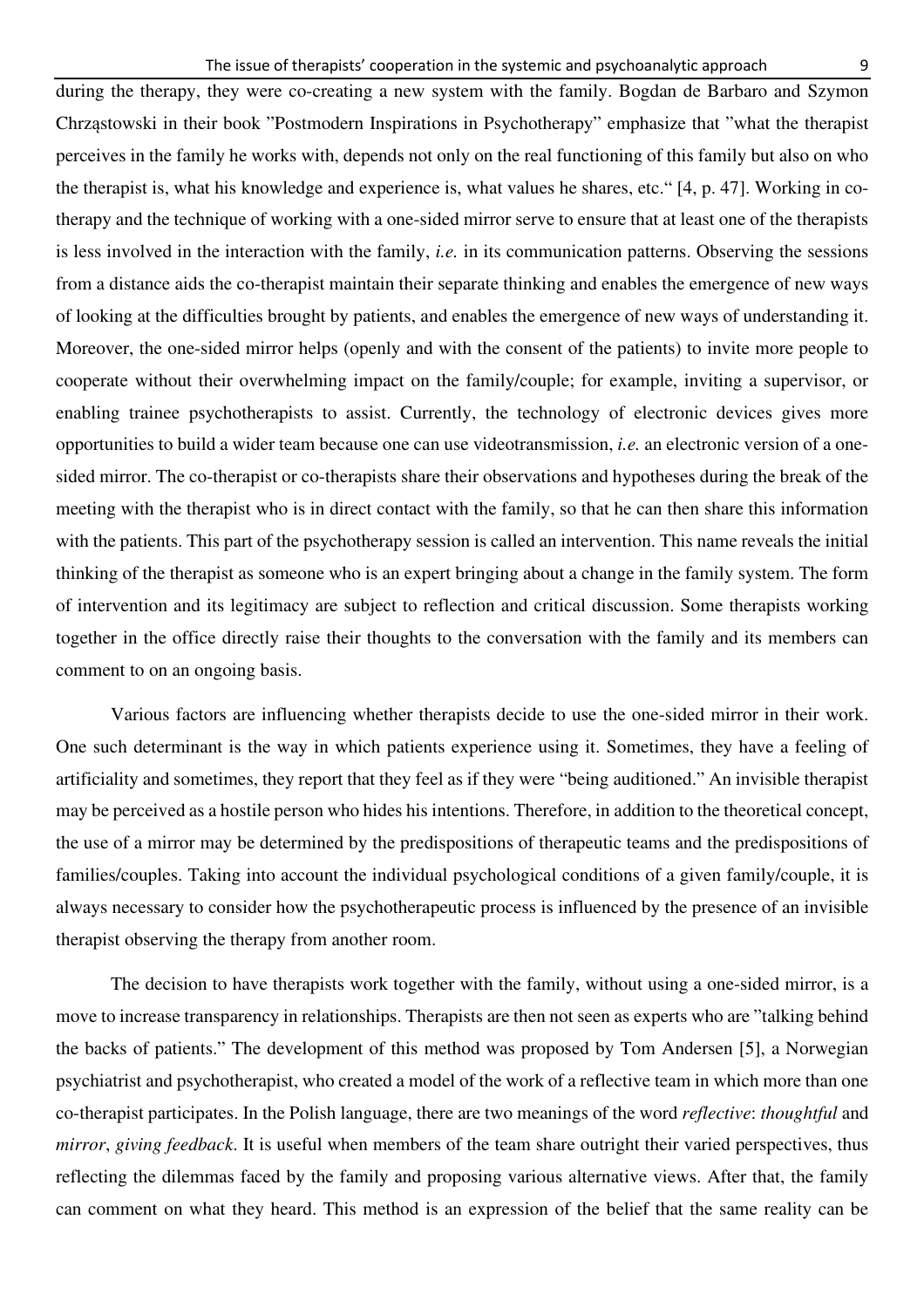during the therapy, they were co-creating a new system with the family. Bogdan de Barbaro and Szymon Chrząstowski in their book "Postmodern Inspirations in Psychotherapy" emphasize that "what the therapist perceives in the family he works with, depends not only on the real functioning of this family but also on who the therapist is, what his knowledge and experience is, what values he shares, etc." [4, p. 47]. Working in co-therapy and the technique of working with a one-sided mirror serve to ensure that at least one of the therapists is less involved in the interaction with the family, *i.e.* in its communication patterns. Observing the sessions from a distance aids the co-therapist maintain their separate thinking and enables the emergence of new ways of looking at the difficulties brought by patients, and enables the emergence of new ways of understanding it. Moreover, the one-sided mirror helps (openly and with the consent of the patients) to invite more people to cooperate without their overwhelming impact on the family/couple; for example, inviting a supervisor, or enabling trainee psychotherapists to assist. Currently, the technology of electronic devices gives more opportunities to build a wider team because one can use videotransmission, *i.e.* an electronic version of a one-sided mirror. The co-therapist or co-therapists share their observations and hypotheses during the break of the meeting with the therapist who is in direct contact with the family, so that he can then share this information with the patients. This part of the psychotherapy session is called an intervention. This name reveals the initial thinking of the therapist as someone who is an expert bringing about a change in the family system. The form of intervention and its legitimacy are subject to reflection and critical discussion. Some therapists working together in the office directly raise their thoughts to the conversation with the family and its members can comment to on an ongoing basis.

Various factors are influencing whether therapists decide to use the one-sided mirror in their work. One such determinant is the way in which patients experience using it. Sometimes, they have a feeling of artificiality and sometimes, they report that they feel as if they were "being auditioned." An invisible therapist may be perceived as a hostile person who hides his intentions. Therefore, in addition to the theoretical concept, the use of a mirror may be determined by the predispositions of therapeutic teams and the predispositions of families/couples. Taking into account the individual psychological conditions of a given family/couple, it is always necessary to consider how the psychotherapeutic process is influenced by the presence of an invisible therapist observing the therapy from another room.

The decision to have therapists work together with the family, without using a one-sided mirror, is a move to increase transparency in relationships. Therapists are then not seen as experts who are "talking behind the backs of patients." The development of this method was proposed by Tom Andersen [5], a Norwegian psychiatrist and psychotherapist, who created a model of the work of a reflective team in which more than one co-therapist participates. In the Polish language, there are two meanings of the word *reflective*: *thoughtful* and *mirror*, *giving feedback*. It is useful when members of the team share outright their varied perspectives, thus reflecting the dilemmas faced by the family and proposing various alternative views. After that, the family can comment on what they heard. This method is an expression of the belief that the same reality can be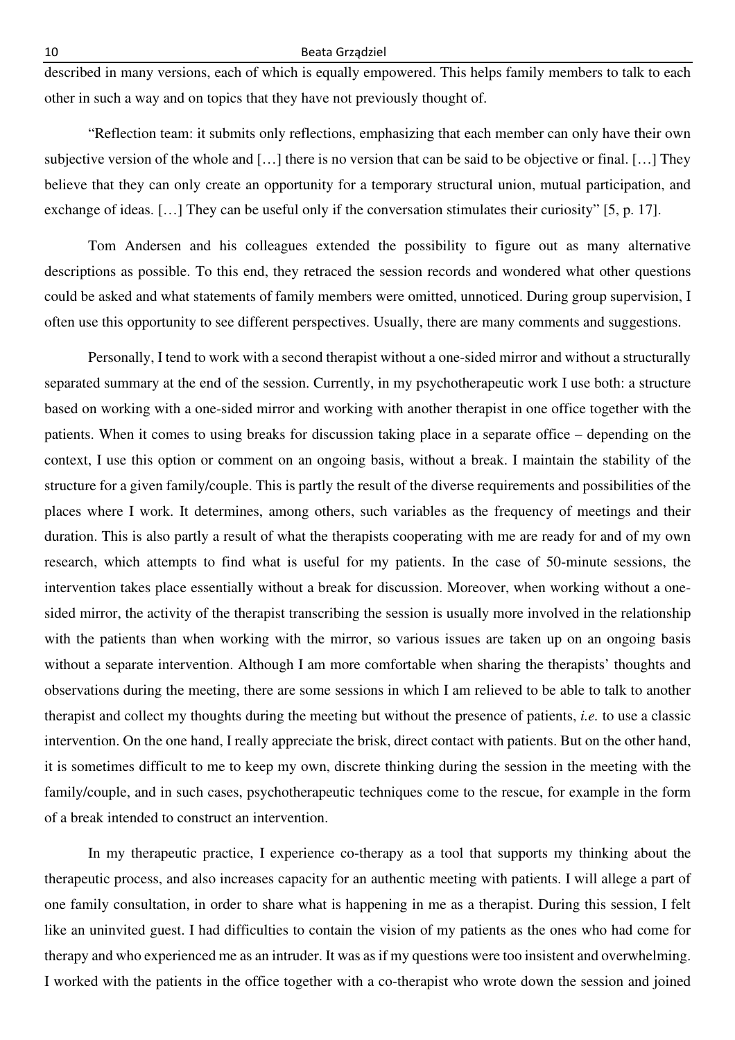described in many versions, each of which is equally empowered. This helps family members to talk to each other in such a way and on topics that they have not previously thought of.

"Reflection team: it submits only reflections, emphasizing that each member can only have their own subjective version of the whole and […] there is no version that can be said to be objective or final. […] They believe that they can only create an opportunity for a temporary structural union, mutual participation, and exchange of ideas. […] They can be useful only if the conversation stimulates their curiosity" [5, p. 17].

Tom Andersen and his colleagues extended the possibility to figure out as many alternative descriptions as possible. To this end, they retraced the session records and wondered what other questions could be asked and what statements of family members were omitted, unnoticed. During group supervision, I often use this opportunity to see different perspectives. Usually, there are many comments and suggestions.

Personally, I tend to work with a second therapist without a one-sided mirror and without a structurally separated summary at the end of the session. Currently, in my psychotherapeutic work I use both: a structure based on working with a one-sided mirror and working with another therapist in one office together with the patients. When it comes to using breaks for discussion taking place in a separate office – depending on the context, I use this option or comment on an ongoing basis, without a break. I maintain the stability of the structure for a given family/couple. This is partly the result of the diverse requirements and possibilities of the places where I work. It determines, among others, such variables as the frequency of meetings and their duration. This is also partly a result of what the therapists cooperating with me are ready for and of my own research, which attempts to find what is useful for my patients. In the case of 50-minute sessions, the intervention takes place essentially without a break for discussion. Moreover, when working without a one-sided mirror, the activity of the therapist transcribing the session is usually more involved in the relationship with the patients than when working with the mirror, so various issues are taken up on an ongoing basis without a separate intervention. Although I am more comfortable when sharing the therapists' thoughts and observations during the meeting, there are some sessions in which I am relieved to be able to talk to another therapist and collect my thoughts during the meeting but without the presence of patients, *i.e.* to use a classic intervention. On the one hand, I really appreciate the brisk, direct contact with patients. But on the other hand, it is sometimes difficult to me to keep my own, discrete thinking during the session in the meeting with the family/couple, and in such cases, psychotherapeutic techniques come to the rescue, for example in the form of a break intended to construct an intervention.

In my therapeutic practice, I experience co-therapy as a tool that supports my thinking about the therapeutic process, and also increases capacity for an authentic meeting with patients. I will allege a part of one family consultation, in order to share what is happening in me as a therapist. During this session, I felt like an uninvited guest. I had difficulties to contain the vision of my patients as the ones who had come for therapy and who experienced me as an intruder. It was as if my questions were too insistent and overwhelming. I worked with the patients in the office together with a co-therapist who wrote down the session and joined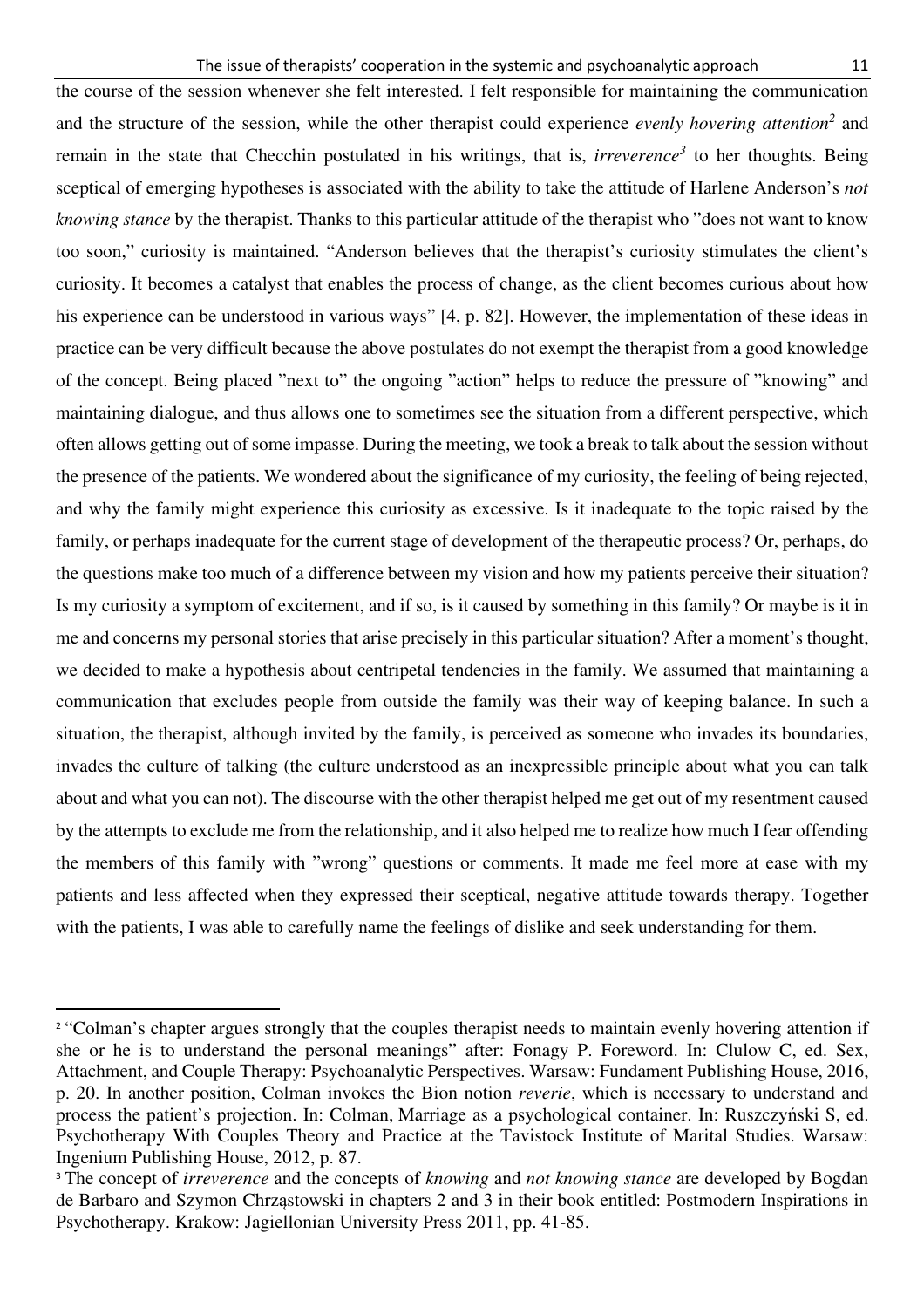the course of the session whenever she felt interested. I felt responsible for maintaining the communication and the structure of the session, while the other therapist could experience *evenly hovering attention*[2] and remain in the state that Checchin postulated in his writings, that is, *irreverence*[3] to her thoughts. Being sceptical of emerging hypotheses is associated with the ability to take the attitude of Harlene Anderson's *not knowing stance* by the therapist. Thanks to this particular attitude of the therapist who "does not want to know too soon," curiosity is maintained. "Anderson believes that the therapist's curiosity stimulates the client's curiosity. It becomes a catalyst that enables the process of change, as the client becomes curious about how his experience can be understood in various ways" [4, p. 82]. However, the implementation of these ideas in practice can be very difficult because the above postulates do not exempt the therapist from a good knowledge of the concept. Being placed "next to" the ongoing "action" helps to reduce the pressure of "knowing" and maintaining dialogue, and thus allows one to sometimes see the situation from a different perspective, which often allows getting out of some impasse. During the meeting, we took a break to talk about the session without the presence of the patients. We wondered about the significance of my curiosity, the feeling of being rejected, and why the family might experience this curiosity as excessive. Is it inadequate to the topic raised by the family, or perhaps inadequate for the current stage of development of the therapeutic process? Or, perhaps, do the questions make too much of a difference between my vision and how my patients perceive their situation? Is my curiosity a symptom of excitement, and if so, is it caused by something in this family? Or maybe is it in me and concerns my personal stories that arise precisely in this particular situation? After a moment's thought, we decided to make a hypothesis about centripetal tendencies in the family. We assumed that maintaining a communication that excludes people from outside the family was their way of keeping balance. In such a situation, the therapist, although invited by the family, is perceived as someone who invades its boundaries, invades the culture of talking (the culture understood as an inexpressible principle about what you can talk about and what you can not). The discourse with the other therapist helped me get out of my resentment caused by the attempts to exclude me from the relationship, and it also helped me to realize how much I fear offending the members of this family with "wrong" questions or comments. It made me feel more at ease with my patients and less affected when they expressed their sceptical, negative attitude towards therapy. Together with the patients, I was able to carefully name the feelings of dislike and seek understanding for them.

---

[2] "Colman's chapter argues strongly that the couples therapist needs to maintain evenly hovering attention if she or he is to understand the personal meanings" after: Fonagy P. Foreword. In: Clulow C, ed. Sex, Attachment, and Couple Therapy: Psychoanalytic Perspectives. Warsaw: Fundament Publishing House, 2016, p. 20. In another position, Colman invokes the Bion notion *reverie*, which is necessary to understand and process the patient's projection. In: Colman, Marriage as a psychological container. In: Ruszczyński S, ed. Psychotherapy With Couples Theory and Practice at the Tavistock Institute of Marital Studies. Warsaw: Ingenium Publishing House, 2012, p. 87.

[3] The concept of *irreverence* and the concepts of *knowing* and *not knowing stance* are developed by Bogdan de Barbaro and Szymon Chrząstowski in chapters 2 and 3 in their book entitled: Postmodern Inspirations in Psychotherapy. Krakow: Jagiellonian University Press 2011, pp. 41-85.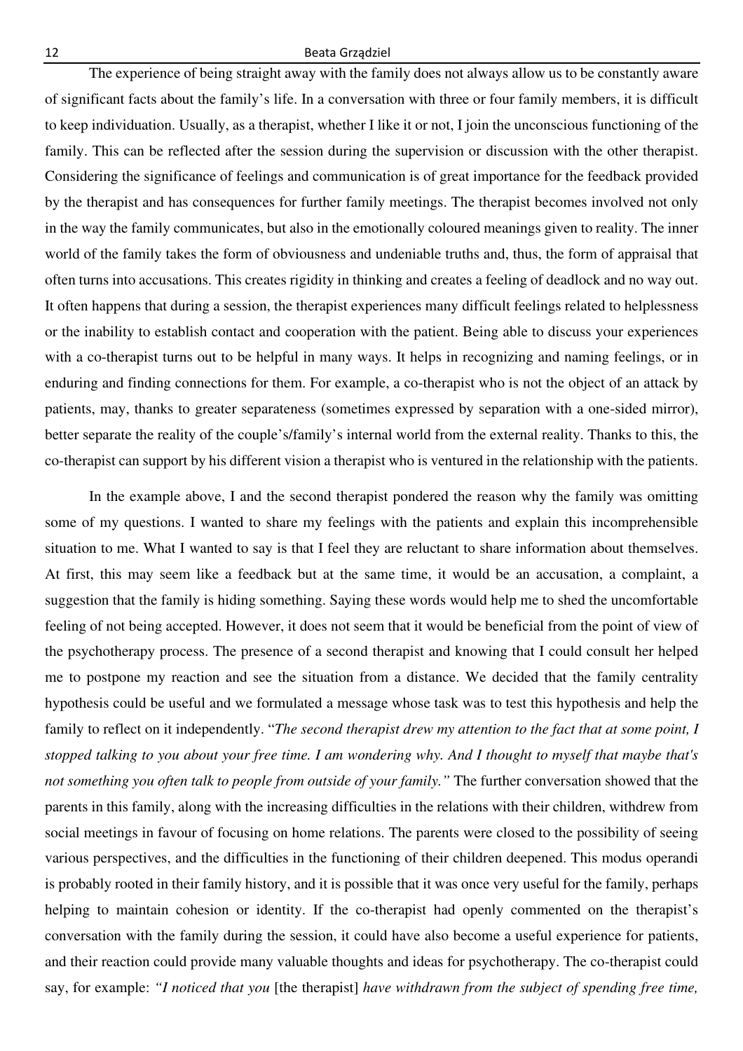The experience of being straight away with the family does not always allow us to be constantly aware of significant facts about the family's life. In a conversation with three or four family members, it is difficult to keep individuation. Usually, as a therapist, whether I like it or not, I join the unconscious functioning of the family. This can be reflected after the session during the supervision or discussion with the other therapist. Considering the significance of feelings and communication is of great importance for the feedback provided by the therapist and has consequences for further family meetings. The therapist becomes involved not only in the way the family communicates, but also in the emotionally coloured meanings given to reality. The inner world of the family takes the form of obviousness and undeniable truths and, thus, the form of appraisal that often turns into accusations. This creates rigidity in thinking and creates a feeling of deadlock and no way out. It often happens that during a session, the therapist experiences many difficult feelings related to helplessness or the inability to establish contact and cooperation with the patient. Being able to discuss your experiences with a co-therapist turns out to be helpful in many ways. It helps in recognizing and naming feelings, or in enduring and finding connections for them. For example, a co-therapist who is not the object of an attack by patients, may, thanks to greater separateness (sometimes expressed by separation with a one-sided mirror), better separate the reality of the couple's/family's internal world from the external reality. Thanks to this, the co-therapist can support by his different vision a therapist who is ventured in the relationship with the patients.

In the example above, I and the second therapist pondered the reason why the family was omitting some of my questions. I wanted to share my feelings with the patients and explain this incomprehensible situation to me. What I wanted to say is that I feel they are reluctant to share information about themselves. At first, this may seem like a feedback but at the same time, it would be an accusation, a complaint, a suggestion that the family is hiding something. Saying these words would help me to shed the uncomfortable feeling of not being accepted. However, it does not seem that it would be beneficial from the point of view of the psychotherapy process. The presence of a second therapist and knowing that I could consult her helped me to postpone my reaction and see the situation from a distance. We decided that the family centrality hypothesis could be useful and we formulated a message whose task was to test this hypothesis and help the family to reflect on it independently. "*The second therapist drew my attention to the fact that at some point, I stopped talking to you about your free time. I am wondering why. And I thought to myself that maybe that's not something you often talk to people from outside of your family.*" The further conversation showed that the parents in this family, along with the increasing difficulties in the relations with their children, withdrew from social meetings in favour of focusing on home relations. The parents were closed to the possibility of seeing various perspectives, and the difficulties in the functioning of their children deepened. This modus operandi is probably rooted in their family history, and it is possible that it was once very useful for the family, perhaps helping to maintain cohesion or identity. If the co-therapist had openly commented on the therapist's conversation with the family during the session, it could have also become a useful experience for patients, and their reaction could provide many valuable thoughts and ideas for psychotherapy. The co-therapist could say, for example: *"I noticed that you* [the therapist] *have withdrawn from the subject of spending free time,*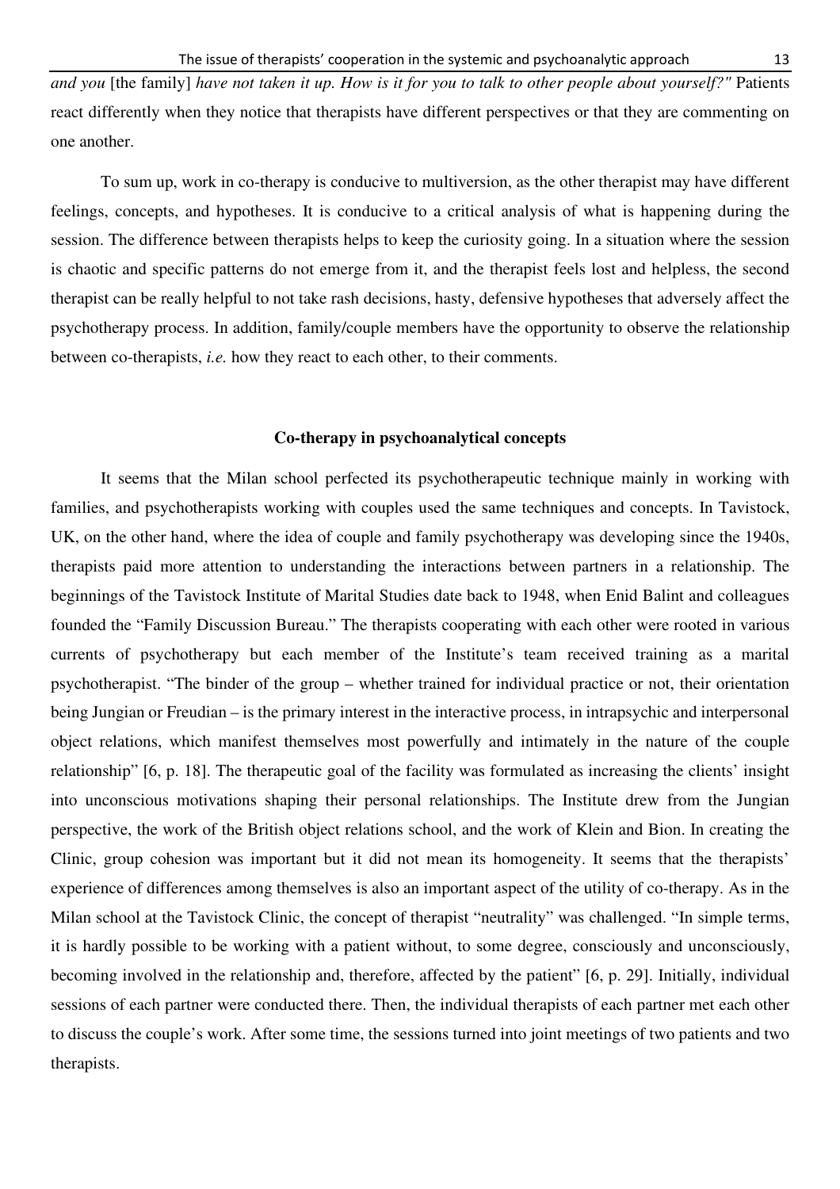*and you* [the family] *have not taken it up. How is it for you to talk to other people about yourself?"* Patients react differently when they notice that therapists have different perspectives or that they are commenting on one another.

To sum up, work in co-therapy is conducive to multiversion, as the other therapist may have different feelings, concepts, and hypotheses. It is conducive to a critical analysis of what is happening during the session. The difference between therapists helps to keep the curiosity going. In a situation where the session is chaotic and specific patterns do not emerge from it, and the therapist feels lost and helpless, the second therapist can be really helpful to not take rash decisions, hasty, defensive hypotheses that adversely affect the psychotherapy process. In addition, family/couple members have the opportunity to observe the relationship between co-therapists, *i.e.* how they react to each other, to their comments.

## Co-therapy in psychoanalytical concepts

It seems that the Milan school perfected its psychotherapeutic technique mainly in working with families, and psychotherapists working with couples used the same techniques and concepts. In Tavistock, UK, on the other hand, where the idea of couple and family psychotherapy was developing since the 1940s, therapists paid more attention to understanding the interactions between partners in a relationship. The beginnings of the Tavistock Institute of Marital Studies date back to 1948, when Enid Balint and colleagues founded the "Family Discussion Bureau." The therapists cooperating with each other were rooted in various currents of psychotherapy but each member of the Institute's team received training as a marital psychotherapist. "The binder of the group – whether trained for individual practice or not, their orientation being Jungian or Freudian – is the primary interest in the interactive process, in intrapsychic and interpersonal object relations, which manifest themselves most powerfully and intimately in the nature of the couple relationship" [6, p. 18]. The therapeutic goal of the facility was formulated as increasing the clients' insight into unconscious motivations shaping their personal relationships. The Institute drew from the Jungian perspective, the work of the British object relations school, and the work of Klein and Bion. In creating the Clinic, group cohesion was important but it did not mean its homogeneity. It seems that the therapists' experience of differences among themselves is also an important aspect of the utility of co-therapy. As in the Milan school at the Tavistock Clinic, the concept of therapist "neutrality" was challenged. "In simple terms, it is hardly possible to be working with a patient without, to some degree, consciously and unconsciously, becoming involved in the relationship and, therefore, affected by the patient" [6, p. 29]. Initially, individual sessions of each partner were conducted there. Then, the individual therapists of each partner met each other to discuss the couple's work. After some time, the sessions turned into joint meetings of two patients and two therapists.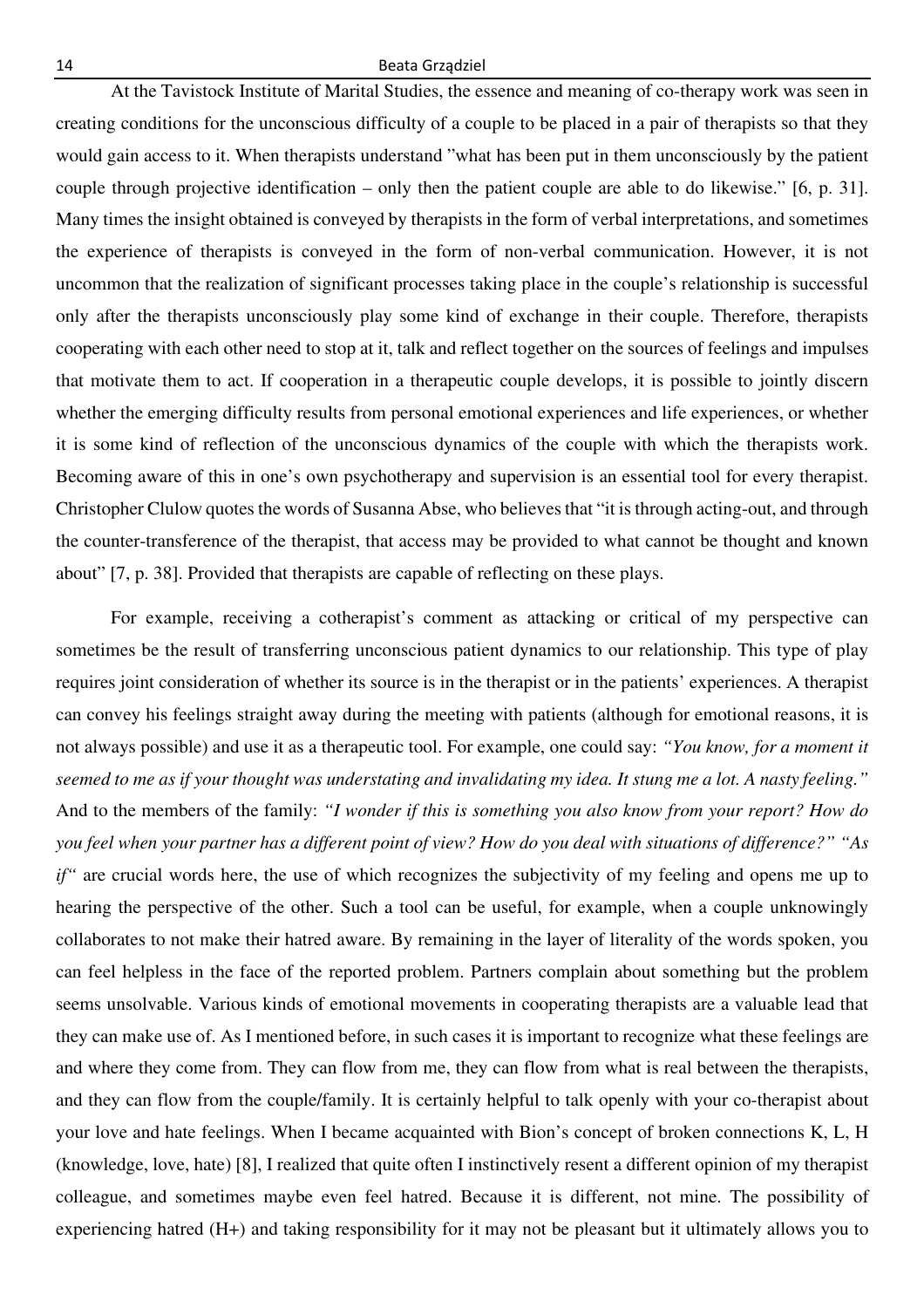At the Tavistock Institute of Marital Studies, the essence and meaning of co-therapy work was seen in creating conditions for the unconscious difficulty of a couple to be placed in a pair of therapists so that they would gain access to it. When therapists understand "what has been put in them unconsciously by the patient couple through projective identification – only then the patient couple are able to do likewise." [6, p. 31]. Many times the insight obtained is conveyed by therapists in the form of verbal interpretations, and sometimes the experience of therapists is conveyed in the form of non-verbal communication. However, it is not uncommon that the realization of significant processes taking place in the couple's relationship is successful only after the therapists unconsciously play some kind of exchange in their couple. Therefore, therapists cooperating with each other need to stop at it, talk and reflect together on the sources of feelings and impulses that motivate them to act. If cooperation in a therapeutic couple develops, it is possible to jointly discern whether the emerging difficulty results from personal emotional experiences and life experiences, or whether it is some kind of reflection of the unconscious dynamics of the couple with which the therapists work. Becoming aware of this in one's own psychotherapy and supervision is an essential tool for every therapist. Christopher Clulow quotes the words of Susanna Abse, who believes that "it is through acting-out, and through the counter-transference of the therapist, that access may be provided to what cannot be thought and known about" [7, p. 38]. Provided that therapists are capable of reflecting on these plays.

For example, receiving a cotherapist's comment as attacking or critical of my perspective can sometimes be the result of transferring unconscious patient dynamics to our relationship. This type of play requires joint consideration of whether its source is in the therapist or in the patients' experiences. A therapist can convey his feelings straight away during the meeting with patients (although for emotional reasons, it is not always possible) and use it as a therapeutic tool. For example, one could say: *"You know, for a moment it seemed to me as if your thought was understating and invalidating my idea. It stung me a lot. A nasty feeling."* And to the members of the family: *"I wonder if this is something you also know from your report? How do you feel when your partner has a different point of view? How do you deal with situations of difference?" "As if"* are crucial words here, the use of which recognizes the subjectivity of my feeling and opens me up to hearing the perspective of the other. Such a tool can be useful, for example, when a couple unknowingly collaborates to not make their hatred aware. By remaining in the layer of literality of the words spoken, you can feel helpless in the face of the reported problem. Partners complain about something but the problem seems unsolvable. Various kinds of emotional movements in cooperating therapists are a valuable lead that they can make use of. As I mentioned before, in such cases it is important to recognize what these feelings are and where they come from. They can flow from me, they can flow from what is real between the therapists, and they can flow from the couple/family. It is certainly helpful to talk openly with your co-therapist about your love and hate feelings. When I became acquainted with Bion's concept of broken connections K, L, H (knowledge, love, hate) [8], I realized that quite often I instinctively resent a different opinion of my therapist colleague, and sometimes maybe even feel hatred. Because it is different, not mine. The possibility of experiencing hatred (H+) and taking responsibility for it may not be pleasant but it ultimately allows you to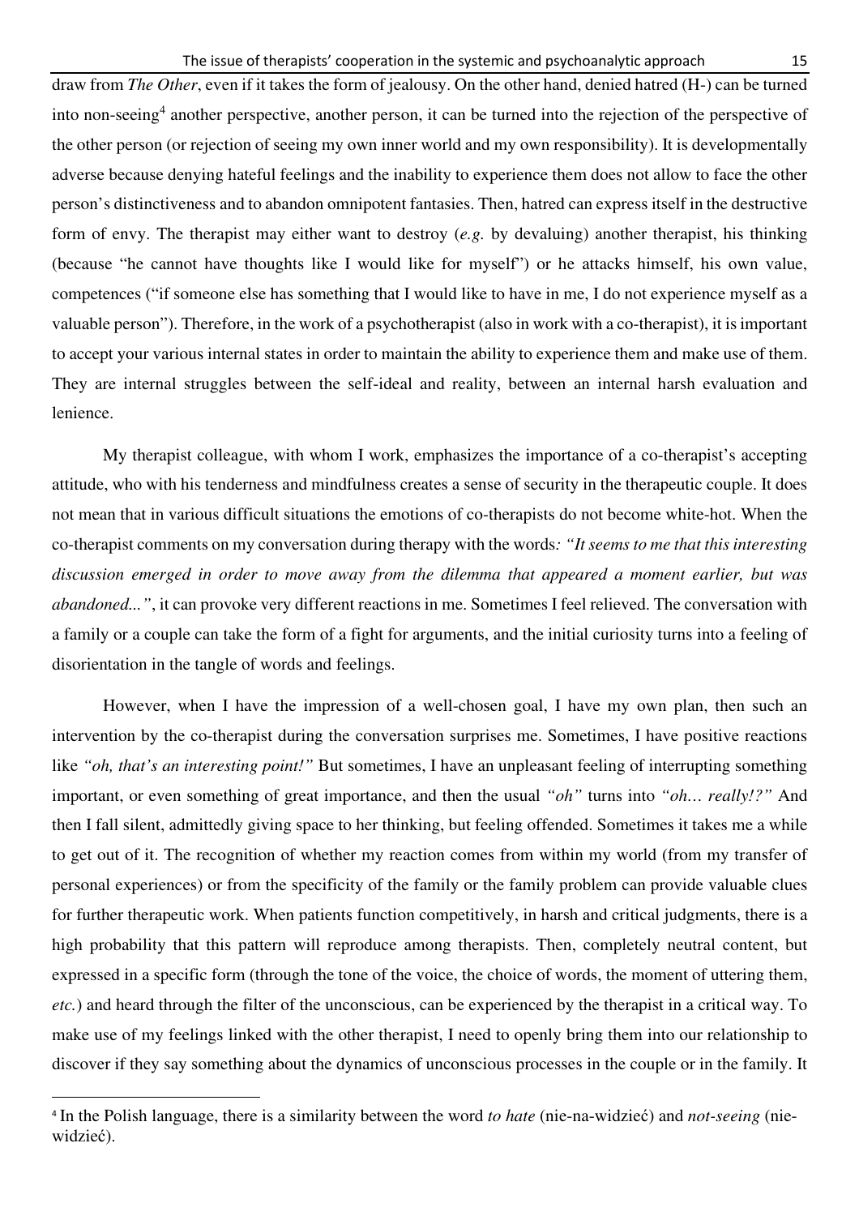draw from *The Other*, even if it takes the form of jealousy. On the other hand, denied hatred (H-) can be turned into non-seeing[4] another perspective, another person, it can be turned into the rejection of the perspective of the other person (or rejection of seeing my own inner world and my own responsibility). It is developmentally adverse because denying hateful feelings and the inability to experience them does not allow to face the other person's distinctiveness and to abandon omnipotent fantasies. Then, hatred can express itself in the destructive form of envy. The therapist may either want to destroy (*e.g.* by devaluing) another therapist, his thinking (because "he cannot have thoughts like I would like for myself") or he attacks himself, his own value, competences ("if someone else has something that I would like to have in me, I do not experience myself as a valuable person"). Therefore, in the work of a psychotherapist (also in work with a co-therapist), it is important to accept your various internal states in order to maintain the ability to experience them and make use of them. They are internal struggles between the self-ideal and reality, between an internal harsh evaluation and lenience.

My therapist colleague, with whom I work, emphasizes the importance of a co-therapist's accepting attitude, who with his tenderness and mindfulness creates a sense of security in the therapeutic couple. It does not mean that in various difficult situations the emotions of co-therapists do not become white-hot. When the co-therapist comments on my conversation during therapy with the words*: "It seems to me that this interesting discussion emerged in order to move away from the dilemma that appeared a moment earlier, but was abandoned..."*, it can provoke very different reactions in me. Sometimes I feel relieved. The conversation with a family or a couple can take the form of a fight for arguments, and the initial curiosity turns into a feeling of disorientation in the tangle of words and feelings.

However, when I have the impression of a well-chosen goal, I have my own plan, then such an intervention by the co-therapist during the conversation surprises me. Sometimes, I have positive reactions like *"oh, that's an interesting point!"* But sometimes, I have an unpleasant feeling of interrupting something important, or even something of great importance, and then the usual *"oh"* turns into *"oh… really!?"* And then I fall silent, admittedly giving space to her thinking, but feeling offended. Sometimes it takes me a while to get out of it. The recognition of whether my reaction comes from within my world (from my transfer of personal experiences) or from the specificity of the family or the family problem can provide valuable clues for further therapeutic work. When patients function competitively, in harsh and critical judgments, there is a high probability that this pattern will reproduce among therapists. Then, completely neutral content, but expressed in a specific form (through the tone of the voice, the choice of words, the moment of uttering them, *etc.*) and heard through the filter of the unconscious, can be experienced by the therapist in a critical way. To make use of my feelings linked with the other therapist, I need to openly bring them into our relationship to discover if they say something about the dynamics of unconscious processes in the couple or in the family. It

---

[4] In the Polish language, there is a similarity between the word *to hate* (nie-na-widzieć) and *not-seeing* (nie-widzieć).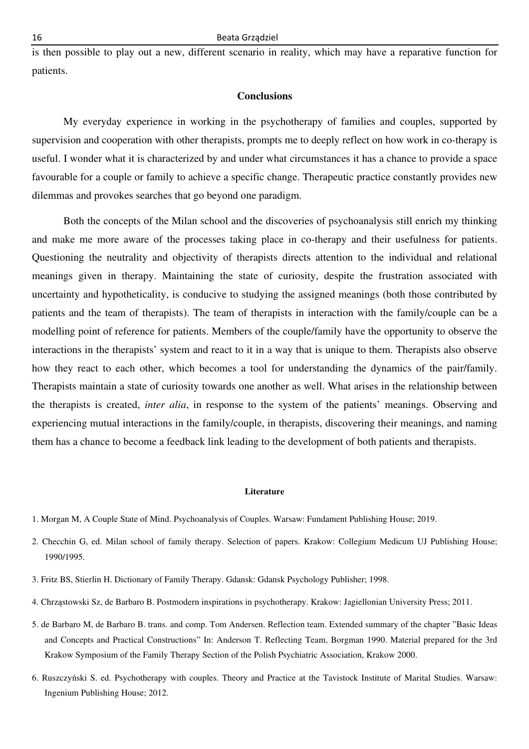is then possible to play out a new, different scenario in reality, which may have a reparative function for patients.

## Conclusions

My everyday experience in working in the psychotherapy of families and couples, supported by supervision and cooperation with other therapists, prompts me to deeply reflect on how work in co-therapy is useful. I wonder what it is characterized by and under what circumstances it has a chance to provide a space favourable for a couple or family to achieve a specific change. Therapeutic practice constantly provides new dilemmas and provokes searches that go beyond one paradigm.

Both the concepts of the Milan school and the discoveries of psychoanalysis still enrich my thinking and make me more aware of the processes taking place in co-therapy and their usefulness for patients. Questioning the neutrality and objectivity of therapists directs attention to the individual and relational meanings given in therapy. Maintaining the state of curiosity, despite the frustration associated with uncertainty and hypotheticality, is conducive to studying the assigned meanings (both those contributed by patients and the team of therapists). The team of therapists in interaction with the family/couple can be a modelling point of reference for patients. Members of the couple/family have the opportunity to observe the interactions in the therapists' system and react to it in a way that is unique to them. Therapists also observe how they react to each other, which becomes a tool for understanding the dynamics of the pair/family. Therapists maintain a state of curiosity towards one another as well. What arises in the relationship between the therapists is created, *inter alia*, in response to the system of the patients' meanings. Observing and experiencing mutual interactions in the family/couple, in therapists, discovering their meanings, and naming them has a chance to become a feedback link leading to the development of both patients and therapists.

### Literature

1. Morgan M, A Couple State of Mind. Psychoanalysis of Couples. Warsaw: Fundament Publishing House; 2019.
2. Checchin G, ed. Milan school of family therapy. Selection of papers. Krakow: Collegium Medicum UJ Publishing House; 1990/1995.
3. Fritz BS, Stierlin H. Dictionary of Family Therapy. Gdansk: Gdansk Psychology Publisher; 1998.
4. Chrząstowski Sz, de Barbaro B. Postmodern inspirations in psychotherapy. Krakow: Jagiellonian University Press; 2011.
5. de Barbaro M, de Barbaro B. trans. and comp. Tom Andersen. Reflection team. Extended summary of the chapter "Basic Ideas and Concepts and Practical Constructions" In: Anderson T. Reflecting Team, Borgman 1990. Material prepared for the 3rd Krakow Symposium of the Family Therapy Section of the Polish Psychiatric Association, Krakow 2000.
6. Ruszczyński S. ed. Psychotherapy with couples. Theory and Practice at the Tavistock Institute of Marital Studies. Warsaw: Ingenium Publishing House; 2012.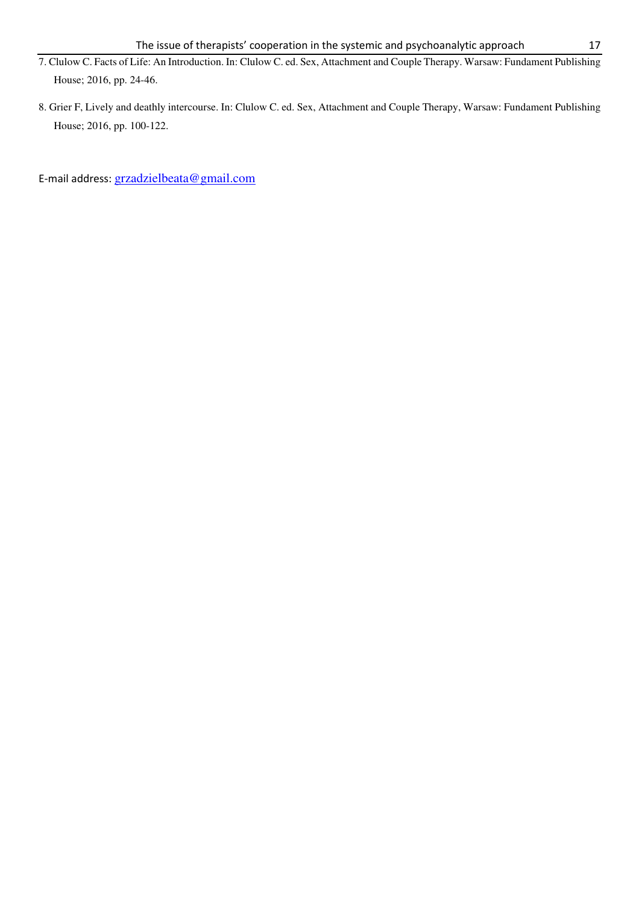7. Clulow C. Facts of Life: An Introduction. In: Clulow C. ed. Sex, Attachment and Couple Therapy. Warsaw: Fundament Publishing House; 2016, pp. 24-46.

8. Grier F, Lively and deathly intercourse. In: Clulow C. ed. Sex, Attachment and Couple Therapy, Warsaw: Fundament Publishing House; 2016, pp. 100-122.

E-mail address: grzadzielbeata@gmail.com